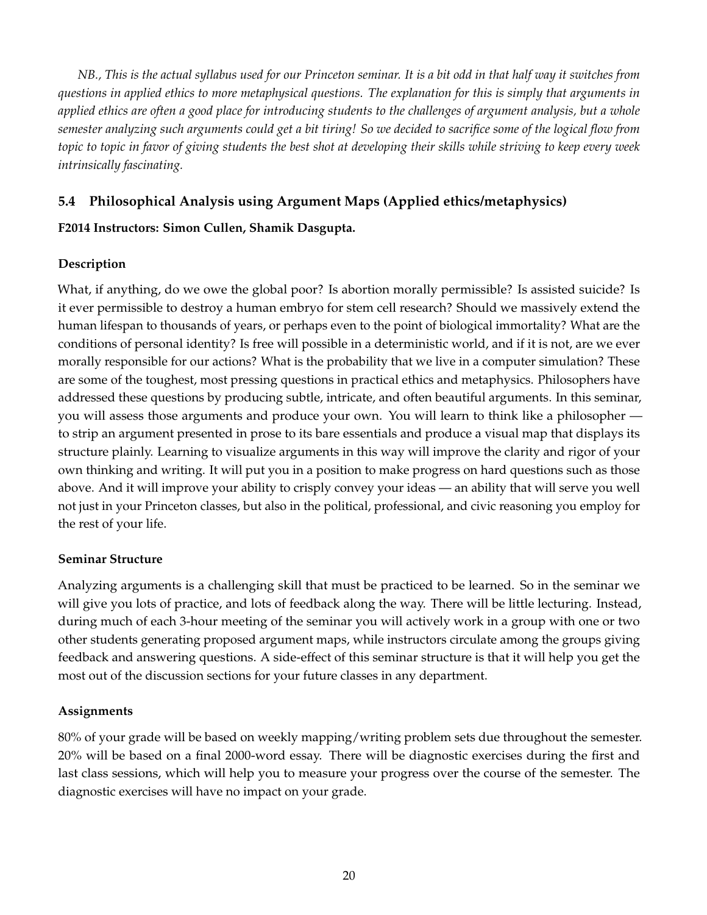*NB., This is the actual syllabus used for our Princeton seminar. It is a bit odd in that half way it switches from questions in applied ethics to more metaphysical questions. The explanation for this is simply that arguments in applied ethics are often a good place for introducing students to the challenges of argument analysis, but a whole semester analyzing such arguments could get a bit tiring! So we decided to sacrifice some of the logical flow from topic to topic in favor of giving students the best shot at developing their skills while striving to keep every week intrinsically fascinating.*

### 5.4 Philosophical Analysis using Argument Maps (Applied ethics/metaphysics)

**F2014 Instructors: Simon Cullen, Shamik Dasgupta.**

#### Description

What, if anything, do we owe the global poor? Is abortion morally permissible? Is assisted suicide? Is it ever permissible to destroy a human embryo for stem cell research? Should we massively extend the human lifespan to thousands of years, or perhaps even to the point of biological immortality? What are the conditions of personal identity? Is free will possible in a deterministic world, and if it is not, are we ever morally responsible for our actions? What is the probability that we live in a computer simulation? These are some of the toughest, most pressing questions in practical ethics and metaphysics. Philosophers have addressed these questions by producing subtle, intricate, and often beautiful arguments. In this seminar, you will assess those arguments and produce your own. You will learn to think like a philosopher — to strip an argument presented in prose to its bare essentials and produce a visual map that displays its structure plainly. Learning to visualize arguments in this way will improve the clarity and rigor of your own thinking and writing. It will put you in a position to make progress on hard questions such as those above. And it will improve your ability to crisply convey your ideas — an ability that will serve you well not just in your Princeton classes, but also in the political, professional, and civic reasoning you employ for the rest of your life.

#### Seminar Structure

Analyzing arguments is a challenging skill that must be practiced to be learned. So in the seminar we will give you lots of practice, and lots of feedback along the way. There will be little lecturing. Instead, during much of each 3-hour meeting of the seminar you will actively work in a group with one or two other students generating proposed argument maps, while instructors circulate among the groups giving feedback and answering questions. A side-effect of this seminar structure is that it will help you get the most out of the discussion sections for your future classes in any department.

#### Assignments

80% of your grade will be based on weekly mapping/writing problem sets due throughout the semester. 20% will be based on a final 2000-word essay. There will be diagnostic exercises during the first and last class sessions, which will help you to measure your progress over the course of the semester. The diagnostic exercises will have no impact on your grade.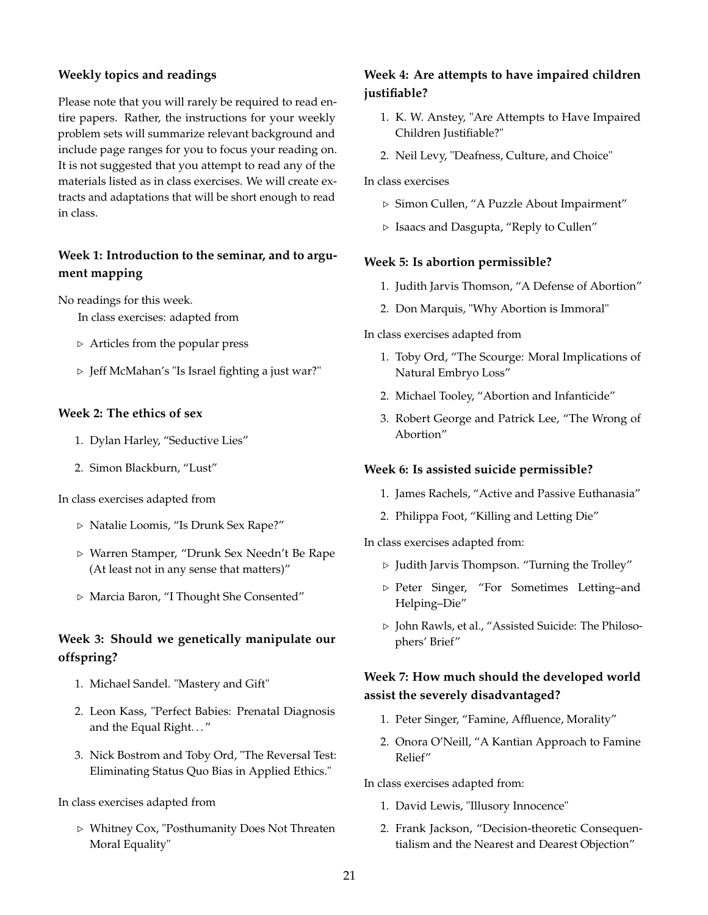### Weekly topics and readings

Please note that you will rarely be required to read entire papers. Rather, the instructions for your weekly problem sets will summarize relevant background and include page ranges for you to focus your reading on. It is not suggested that you attempt to read any of the materials listed as in class exercises. We will create extracts and adaptations that will be short enough to read in class.

### Week 1: Introduction to the seminar, and to argument mapping

No readings for this week.

In class exercises: adapted from

- Articles from the popular press
- Jeff McMahan's "Is Israel fighting a just war?"

### Week 2: The ethics of sex

1. Dylan Harley, "Seductive Lies"
2. Simon Blackburn, "Lust"

In class exercises adapted from

- Natalie Loomis, "Is Drunk Sex Rape?"
- Warren Stamper, "Drunk Sex Needn't Be Rape (At least not in any sense that matters)"
- Marcia Baron, "I Thought She Consented"

### Week 3: Should we genetically manipulate our offspring?

1. Michael Sandel. "Mastery and Gift"
2. Leon Kass, "Perfect Babies: Prenatal Diagnosis and the Equal Right…"
3. Nick Bostrom and Toby Ord, "The Reversal Test: Eliminating Status Quo Bias in Applied Ethics."

In class exercises adapted from

- Whitney Cox, "Posthumanity Does Not Threaten Moral Equality"

### Week 4: Are attempts to have impaired children justifiable?

1. K. W. Anstey, "Are Attempts to Have Impaired Children Justifiable?"
2. Neil Levy, "Deafness, Culture, and Choice"

In class exercises

- Simon Cullen, "A Puzzle About Impairment"
- Isaacs and Dasgupta, "Reply to Cullen"

### Week 5: Is abortion permissible?

1. Judith Jarvis Thomson, "A Defense of Abortion"
2. Don Marquis, "Why Abortion is Immoral"

In class exercises adapted from

1. Toby Ord, "The Scourge: Moral Implications of Natural Embryo Loss"
2. Michael Tooley, "Abortion and Infanticide"
3. Robert George and Patrick Lee, "The Wrong of Abortion"

### Week 6: Is assisted suicide permissible?

1. James Rachels, "Active and Passive Euthanasia"
2. Philippa Foot, "Killing and Letting Die"

In class exercises adapted from:

- Judith Jarvis Thompson. "Turning the Trolley"
- Peter Singer, "For Sometimes Letting–and Helping–Die"
- John Rawls, et al., "Assisted Suicide: The Philosophers' Brief"

### Week 7: How much should the developed world assist the severely disadvantaged?

1. Peter Singer, "Famine, Affluence, Morality"
2. Onora O'Neill, "A Kantian Approach to Famine Relief"

In class exercises adapted from:

1. David Lewis, "Illusory Innocence"
2. Frank Jackson, "Decision-theoretic Consequentialism and the Nearest and Dearest Objection"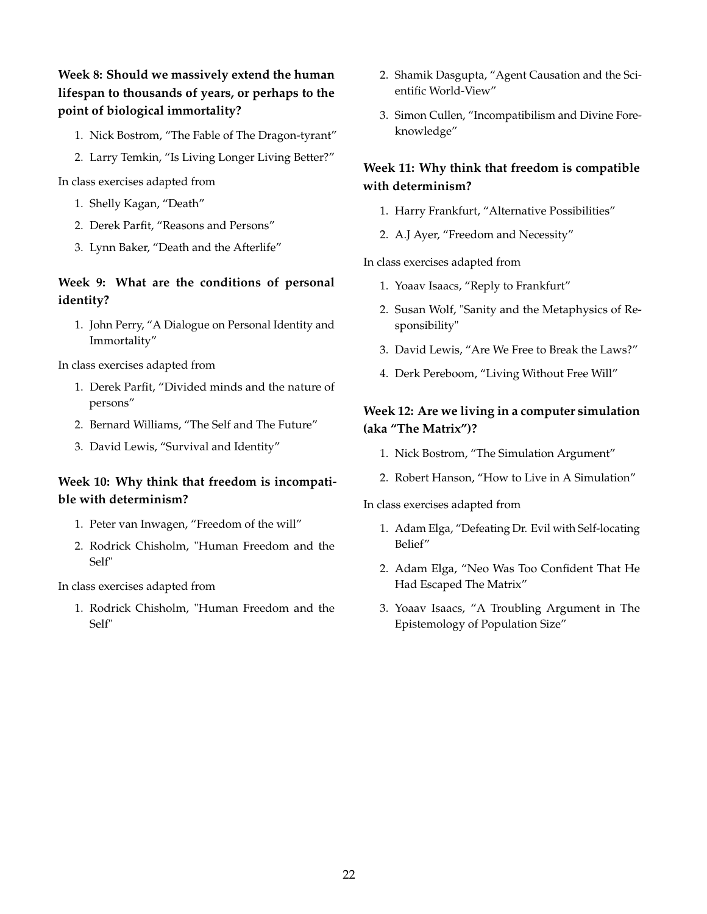### Week 8: Should we massively extend the human lifespan to thousands of years, or perhaps to the point of biological immortality?

1. Nick Bostrom, "The Fable of The Dragon-tyrant"
2. Larry Temkin, "Is Living Longer Living Better?"

In class exercises adapted from

1. Shelly Kagan, "Death"
2. Derek Parfit, "Reasons and Persons"
3. Lynn Baker, "Death and the Afterlife"

### Week 9: What are the conditions of personal identity?

1. John Perry, "A Dialogue on Personal Identity and Immortality"

In class exercises adapted from

1. Derek Parfit, "Divided minds and the nature of persons"
2. Bernard Williams, "The Self and The Future"
3. David Lewis, "Survival and Identity"

### Week 10: Why think that freedom is incompatible with determinism?

1. Peter van Inwagen, "Freedom of the will"
2. Rodrick Chisholm, "Human Freedom and the Self"

In class exercises adapted from

1. Rodrick Chisholm, "Human Freedom and the Self"
2. Shamik Dasgupta, "Agent Causation and the Scientific World-View"
3. Simon Cullen, "Incompatibilism and Divine Foreknowledge"

### Week 11: Why think that freedom is compatible with determinism?

1. Harry Frankfurt, "Alternative Possibilities"
2. A.J Ayer, "Freedom and Necessity"

In class exercises adapted from

1. Yoaav Isaacs, "Reply to Frankfurt"
2. Susan Wolf, "Sanity and the Metaphysics of Responsibility"
3. David Lewis, "Are We Free to Break the Laws?"
4. Derk Pereboom, "Living Without Free Will"

### Week 12: Are we living in a computer simulation (aka "The Matrix")?

1. Nick Bostrom, "The Simulation Argument"
2. Robert Hanson, "How to Live in A Simulation"

In class exercises adapted from

1. Adam Elga, "Defeating Dr. Evil with Self-locating Belief"
2. Adam Elga, "Neo Was Too Confident That He Had Escaped The Matrix"
3. Yoaav Isaacs, "A Troubling Argument in The Epistemology of Population Size"